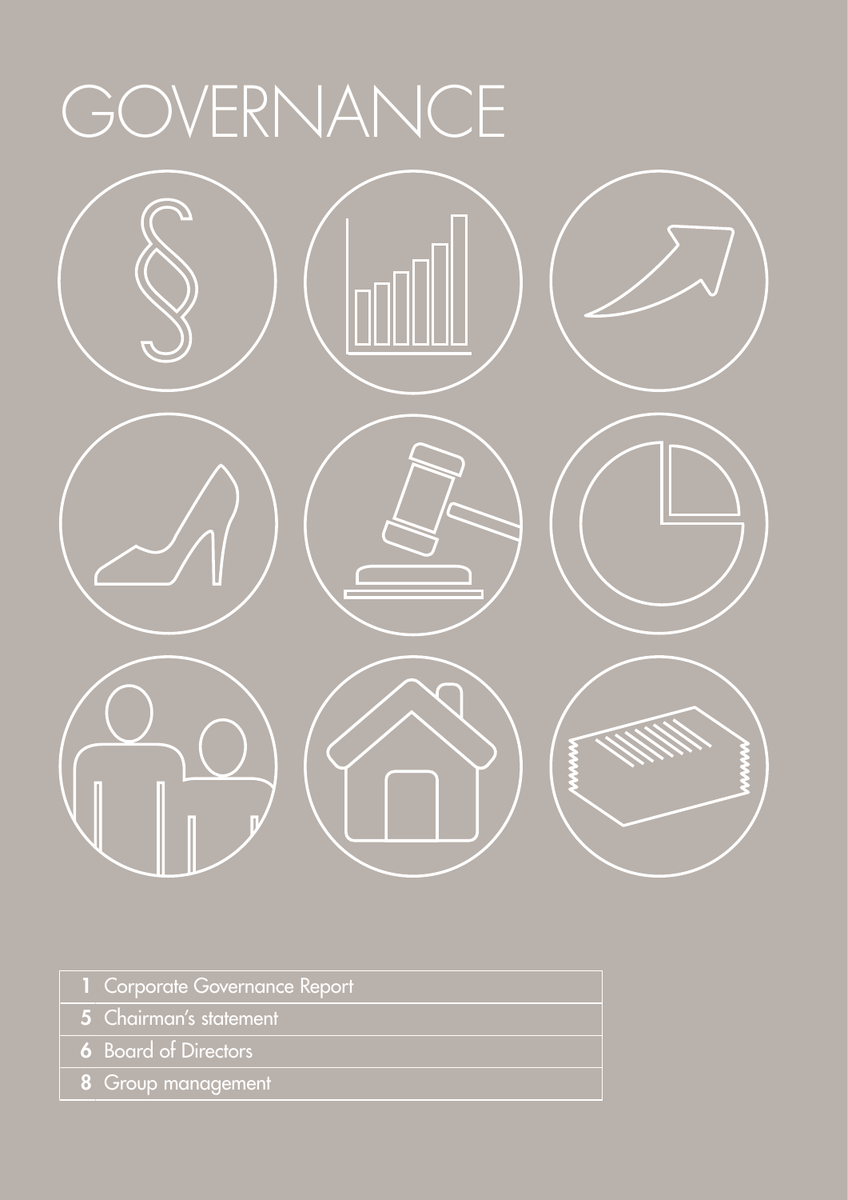# GOVERNANCE

| | |
|---|---|
| 1 | Corporate Governance Report |
| 5 | Chairman's statement |
| 6 | Board of Directors |
| 8 | Group management |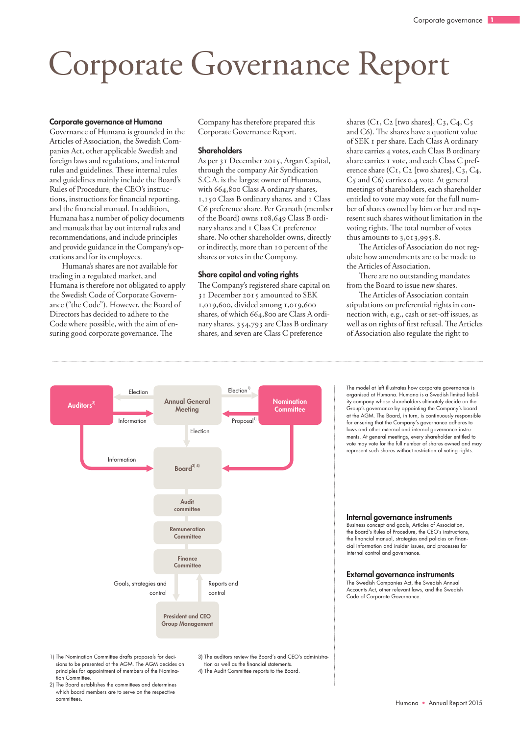# Corporate Governance Report

## Corporate governance at Humana

Governance of Humana is grounded in the Articles of Association, the Swedish Companies Act, other applicable Swedish and foreign laws and regulations, and internal rules and guidelines. These internal rules and guidelines mainly include the Board's Rules of Procedure, the CEO's instructions, instructions for financial reporting, and the financial manual. In addition, Humana has a number of policy documents and manuals that lay out internal rules and recommendations, and include principles and provide guidance in the Company's operations and for its employees.

Humana's shares are not available for trading in a regulated market, and Humana is therefore not obligated to apply the Swedish Code of Corporate Governance ("the Code"). However, the Board of Directors has decided to adhere to the Code where possible, with the aim of ensuring good corporate governance. The Company has therefore prepared this Corporate Governance Report.

## Shareholders

As per 31 December 2015, Argan Capital, through the company Air Syndication S.C.A. is the largest owner of Humana, with 664,800 Class A ordinary shares, 1,150 Class B ordinary shares, and 1 Class C6 preference share. Per Granath (member of the Board) owns 108,649 Class B ordinary shares and 1 Class C1 preference share. No other shareholder owns, directly or indirectly, more than 10 percent of the shares or votes in the Company.

## Share capital and voting rights

The Company's registered share capital on 31 December 2015 amounted to SEK 1,019,600, divided among 1,019,600 shares, of which 664,800 are Class A ordinary shares, 354,793 are Class B ordinary shares, and seven are Class C preference shares (C1, C2 [two shares], C3, C4, C5 and C6). The shares have a quotient value of SEK 1 per share. Each Class A ordinary share carries 4 votes, each Class B ordinary share carries 1 vote, and each Class C preference share (C1, C2 [two shares], C3, C4, C5 and C6) carries 0.4 vote. At general meetings of shareholders, each shareholder entitled to vote may vote for the full number of shares owned by him or her and represent such shares without limitation in the voting rights. The total number of votes thus amounts to 3,013,995.8.

The Articles of Association do not regulate how amendments are to be made to the Articles of Association.

There are no outstanding mandates from the Board to issue new shares.

The Articles of Association contain stipulations on preferential rights in connection with, e.g., cash or set-off issues, as well as on rights of first refusal. The Articles of Association also regulate the right to

---

Auditors[3] — Election / Information — Annual General Meeting — Election[1] / Proposal[1] — Nomination Committee

Annual General Meeting — Election — Board[2) 4)]

Auditors — Information — Board

Nomination Committee — Board

Board — Audit committee — Remuneration Committee — Finance Committee

Goals, strategies and control — Reports and control — President and CEO Group Management

1) The Nomination Committee drafts proposals for decisions to be presented at the AGM. The AGM decides on principles for appointment of members of the Nomination Committee.
2) The Board establishes the committees and determines which board members are to serve on the respective committees.
3) The auditors review the Board's and CEO's administration as well as the financial statements.
4) The Audit Committee reports to the Board.

The model at left illustrates how corporate governance is organised at Humana. Humana is a Swedish limited liability company whose shareholders ultimately decide on the Group's governance by appointing the Company's board at the AGM. The Board, in turn, is continuously responsible for ensuring that the Company's governance adheres to laws and other external and internal governance instruments. At general meetings, every shareholder entitled to vote may vote for the full number of shares owned and may represent such shares without restriction of voting rights.

### Internal governance instruments

Business concept and goals, Articles of Association, the Board's Rules of Procedure, the CEO's instructions, the financial manual, strategies and policies on financial information and insider issues, and processes for internal control and governance.

### External governance instruments

The Swedish Companies Act, the Swedish Annual Accounts Act, other relevant laws, and the Swedish Code of Corporate Governance.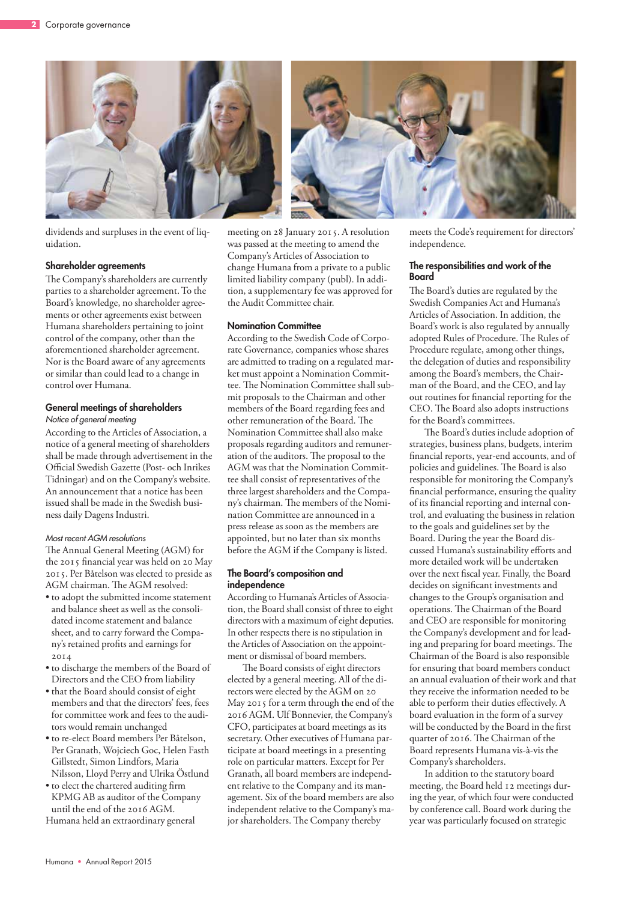dividends and surpluses in the event of liquidation.

### Shareholder agreements

The Company's shareholders are currently parties to a shareholder agreement. To the Board's knowledge, no shareholder agreements or other agreements exist between Humana shareholders pertaining to joint control of the company, other than the aforementioned shareholder agreement. Nor is the Board aware of any agreements or similar than could lead to a change in control over Humana.

### General meetings of shareholders

*Notice of general meeting*

According to the Articles of Association, a notice of a general meeting of shareholders shall be made through advertisement in the Official Swedish Gazette (Post- och Inrikes Tidningar) and on the Company's website. An announcement that a notice has been issued shall be made in the Swedish business daily Dagens Industri.

*Most recent AGM resolutions*

The Annual General Meeting (AGM) for the 2015 financial year was held on 20 May 2015. Per Båtelson was elected to preside as AGM chairman. The AGM resolved:

- to adopt the submitted income statement and balance sheet as well as the consolidated income statement and balance sheet, and to carry forward the Company's retained profits and earnings for 2014
- to discharge the members of the Board of Directors and the CEO from liability
- that the Board should consist of eight members and that the directors' fees, fees for committee work and fees to the auditors would remain unchanged
- to re-elect Board members Per Båtelson, Per Granath, Wojciech Goc, Helen Fasth Gillstedt, Simon Lindfors, Maria Nilsson, Lloyd Perry and Ulrika Östlund
- to elect the chartered auditing firm KPMG AB as auditor of the Company until the end of the 2016 AGM.

Humana held an extraordinary general meeting on 28 January 2015. A resolution was passed at the meeting to amend the Company's Articles of Association to change Humana from a private to a public limited liability company (publ). In addition, a supplementary fee was approved for the Audit Committee chair.

### Nomination Committee

According to the Swedish Code of Corporate Governance, companies whose shares are admitted to trading on a regulated market must appoint a Nomination Committee. The Nomination Committee shall submit proposals to the Chairman and other members of the Board regarding fees and other remuneration of the Board. The Nomination Committee shall also make proposals regarding auditors and remuneration of the auditors. The proposal to the AGM was that the Nomination Committee shall consist of representatives of the three largest shareholders and the Company's chairman. The members of the Nomination Committee are announced in a press release as soon as the members are appointed, but no later than six months before the AGM if the Company is listed.

### The Board's composition and independence

According to Humana's Articles of Association, the Board shall consist of three to eight directors with a maximum of eight deputies. In other respects there is no stipulation in the Articles of Association on the appointment or dismissal of board members.

The Board consists of eight directors elected by a general meeting. All of the directors were elected by the AGM on 20 May 2015 for a term through the end of the 2016 AGM. Ulf Bonnevier, the Company's CFO, participates at board meetings as its secretary. Other executives of Humana participate at board meetings in a presenting role on particular matters. Except for Per Granath, all board members are independent relative to the Company and its management. Six of the board members are also independent relative to the Company's major shareholders. The Company thereby meets the Code's requirement for directors' independence.

### The responsibilities and work of the Board

The Board's duties are regulated by the Swedish Companies Act and Humana's Articles of Association. In addition, the Board's work is also regulated by annually adopted Rules of Procedure. The Rules of Procedure regulate, among other things, the delegation of duties and responsibility among the Board's members, the Chairman of the Board, and the CEO, and lay out routines for financial reporting for the CEO. The Board also adopts instructions for the Board's committees.

The Board's duties include adoption of strategies, business plans, budgets, interim financial reports, year-end accounts, and of policies and guidelines. The Board is also responsible for monitoring the Company's financial performance, ensuring the quality of its financial reporting and internal control, and evaluating the business in relation to the goals and guidelines set by the Board. During the year the Board discussed Humana's sustainability efforts and more detailed work will be undertaken over the next fiscal year. Finally, the Board decides on significant investments and changes to the Group's organisation and operations. The Chairman of the Board and CEO are responsible for monitoring the Company's development and for leading and preparing for board meetings. The Chairman of the Board is also responsible for ensuring that board members conduct an annual evaluation of their work and that they receive the information needed to be able to perform their duties effectively. A board evaluation in the form of a survey will be conducted by the Board in the first quarter of 2016. The Chairman of the Board represents Humana vis-à-vis the Company's shareholders.

In addition to the statutory board meeting, the Board held 12 meetings during the year, of which four were conducted by conference call. Board work during the year was particularly focused on strategic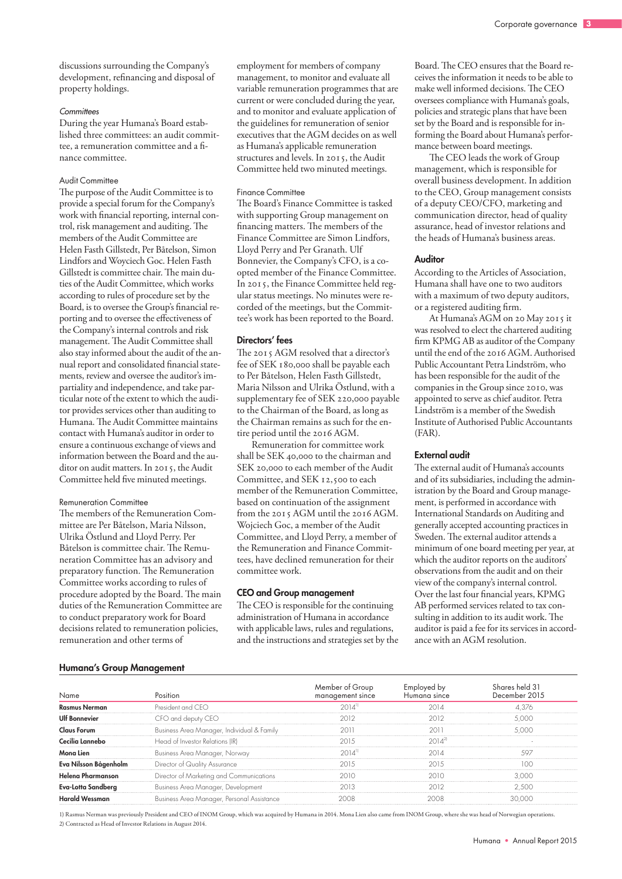discussions surrounding the Company's development, refinancing and disposal of property holdings.

*Committees*

During the year Humana's Board established three committees: an audit committee, a remuneration committee and a finance committee.

Audit Committee

The purpose of the Audit Committee is to provide a special forum for the Company's work with financial reporting, internal control, risk management and auditing. The members of the Audit Committee are Helen Fasth Gillstedt, Per Båtelson, Simon Lindfors and Woyciech Goc. Helen Fasth Gillstedt is committee chair. The main duties of the Audit Committee, which works according to rules of procedure set by the Board, is to oversee the Group's financial reporting and to oversee the effectiveness of the Company's internal controls and risk management. The Audit Committee shall also stay informed about the audit of the annual report and consolidated financial statements, review and oversee the auditor's impartiality and independence, and take particular note of the extent to which the auditor provides services other than auditing to Humana. The Audit Committee maintains contact with Humana's auditor in order to ensure a continuous exchange of views and information between the Board and the auditor on audit matters. In 2015, the Audit Committee held five minuted meetings.

Remuneration Committee

The members of the Remuneration Committee are Per Båtelson, Maria Nilsson, Ulrika Östlund and Lloyd Perry. Per Båtelson is committee chair. The Remuneration Committee has an advisory and preparatory function. The Remuneration Committee works according to rules of procedure adopted by the Board. The main duties of the Remuneration Committee are to conduct preparatory work for Board decisions related to remuneration policies, remuneration and other terms of employment for members of company management, to monitor and evaluate all variable remuneration programmes that are current or were concluded during the year, and to monitor and evaluate application of the guidelines for remuneration of senior executives that the AGM decides on as well as Humana's applicable remuneration structures and levels. In 2015, the Audit Committee held two minuted meetings.

Finance Committee

The Board's Finance Committee is tasked with supporting Group management on financing matters. The members of the Finance Committee are Simon Lindfors, Lloyd Perry and Per Granath. Ulf Bonnevier, the Company's CFO, is a co-opted member of the Finance Committee. In 2015, the Finance Committee held regular status meetings. No minutes were recorded of the meetings, but the Committee's work has been reported to the Board.

### Directors' fees

The 2015 AGM resolved that a director's fee of SEK 180,000 shall be payable each to Per Båtelson, Helen Fasth Gillstedt, Maria Nilsson and Ulrika Östlund, with a supplementary fee of SEK 220,000 payable to the Chairman of the Board, as long as the Chairman remains as such for the entire period until the 2016 AGM.

Remuneration for committee work shall be SEK 40,000 to the chairman and SEK 20,000 to each member of the Audit Committee, and SEK 12,500 to each member of the Remuneration Committee, based on continuation of the assignment from the 2015 AGM until the 2016 AGM. Wojciech Goc, a member of the Audit Committee, and Lloyd Perry, a member of the Remuneration and Finance Committees, have declined remuneration for their committee work.

### CEO and Group management

The CEO is responsible for the continuing administration of Humana in accordance with applicable laws, rules and regulations, and the instructions and strategies set by the Board. The CEO ensures that the Board receives the information it needs to be able to make well informed decisions. The CEO oversees compliance with Humana's goals, policies and strategic plans that have been set by the Board and is responsible for informing the Board about Humana's performance between board meetings.

The CEO leads the work of Group management, which is responsible for overall business development. In addition to the CEO, Group management consists of a deputy CEO/CFO, marketing and communication director, head of quality assurance, head of investor relations and the heads of Humana's business areas.

### Auditor

According to the Articles of Association, Humana shall have one to two auditors with a maximum of two deputy auditors, or a registered auditing firm.

At Humana's AGM on 20 May 2015 it was resolved to elect the chartered auditing firm KPMG AB as auditor of the Company until the end of the 2016 AGM. Authorised Public Accountant Petra Lindström, who has been responsible for the audit of the companies in the Group since 2010, was appointed to serve as chief auditor. Petra Lindström is a member of the Swedish Institute of Authorised Public Accountants (FAR).

### External audit

The external audit of Humana's accounts and of its subsidiaries, including the administration by the Board and Group management, is performed in accordance with International Standards on Auditing and generally accepted accounting practices in Sweden. The external auditor attends a minimum of one board meeting per year, at which the auditor reports on the auditors' observations from the audit and on their view of the company's internal control. Over the last four financial years, KPMG AB performed services related to tax consulting in addition to its audit work. The auditor is paid a fee for its services in accordance with an AGM resolution.

### Humana's Group Management

| Name | Position | Member of Group management since | Employed by Humana since | Shares held 31 December 2015 |
|---|---|---|---|---|
| **Rasmus Nerman** | President and CEO | 2014[1] | 2014 | 4,376 |
| **Ulf Bonnevier** | CFO and deputy CEO | 2012 | 2012 | 5,000 |
| **Claus Forum** | Business Area Manager, Individual & Family | 2011 | 2011 | 5,000 |
| **Cecilia Lannebo** | Head of Investor Relations (IR) | 2015 | 2014[2] | - |
| **Mona Lien** | Business Area Manager, Norway | 2014[1] | 2014 | 597 |
| **Eva Nilsson Bågenholm** | Director of Quality Assurance | 2015 | 2015 | 100 |
| **Helena Pharmanson** | Director of Marketing and Communications | 2010 | 2010 | 3,000 |
| **Eva-Lotta Sandberg** | Business Area Manager, Development | 2013 | 2012 | 2,500 |
| **Harald Wessman** | Business Area Manager, Personal Assistance | 2008 | 2008 | 30,000 |

1) Rasmus Nerman was previously President and CEO of INOM Group, which was acquired by Humana in 2014. Mona Lien also came from INOM Group, where she was head of Norwegian operations.
2) Contracted as Head of Investor Relations in August 2014.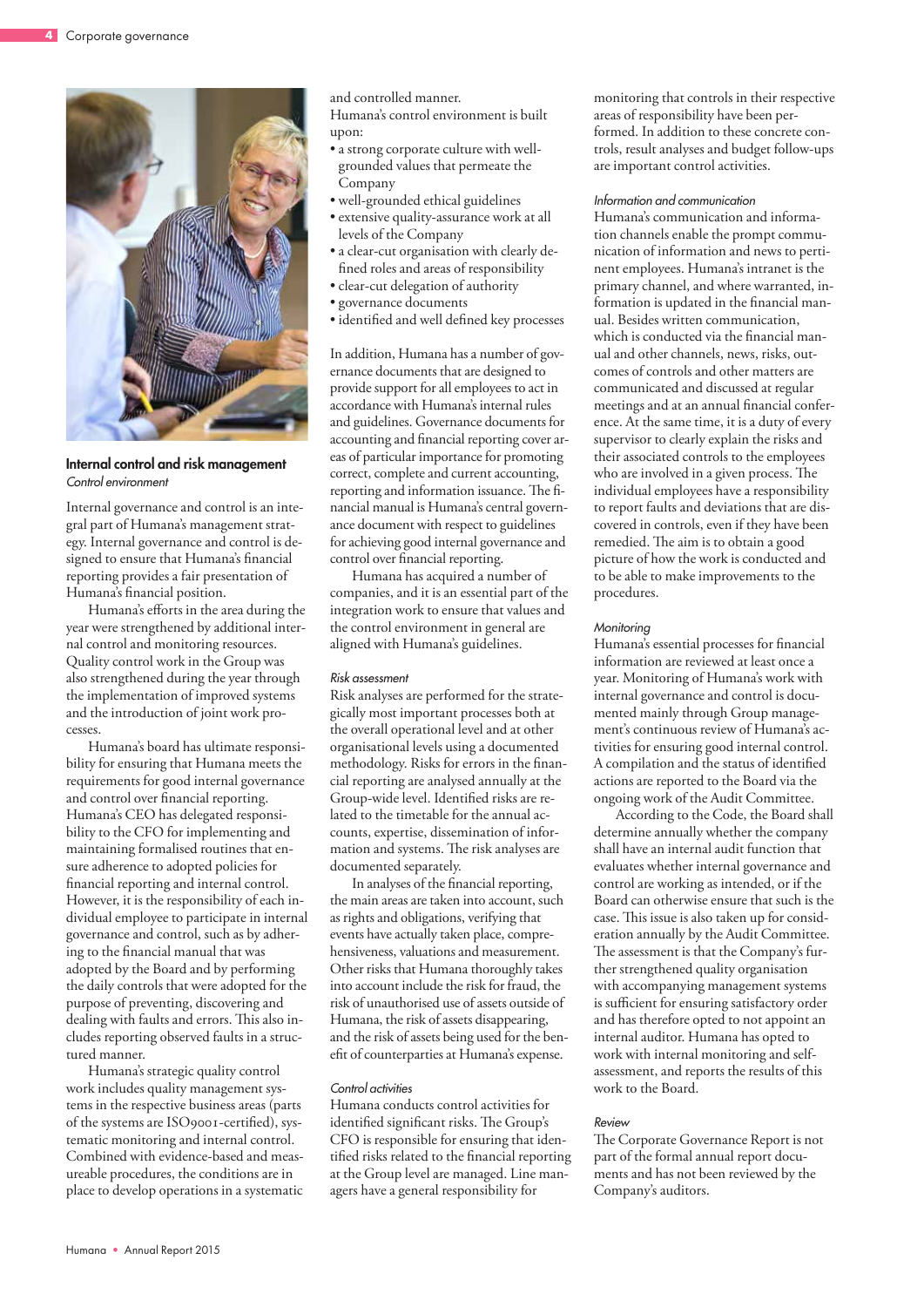## Internal control and risk management

*Control environment*

Internal governance and control is an integral part of Humana's management strategy. Internal governance and control is designed to ensure that Humana's financial reporting provides a fair presentation of Humana's financial position.

Humana's efforts in the area during the year were strengthened by additional internal control and monitoring resources. Quality control work in the Group was also strengthened during the year through the implementation of improved systems and the introduction of joint work processes.

Humana's board has ultimate responsibility for ensuring that Humana meets the requirements for good internal governance and control over financial reporting. Humana's CEO has delegated responsibility to the CFO for implementing and maintaining formalised routines that ensure adherence to adopted policies for financial reporting and internal control. However, it is the responsibility of each individual employee to participate in internal governance and control, such as by adhering to the financial manual that was adopted by the Board and by performing the daily controls that were adopted for the purpose of preventing, discovering and dealing with faults and errors. This also includes reporting observed faults in a structured manner.

Humana's strategic quality control work includes quality management systems in the respective business areas (parts of the systems are ISO9001-certified), systematic monitoring and internal control. Combined with evidence-based and measureable procedures, the conditions are in place to develop operations in a systematic and controlled manner.

Humana's control environment is built upon:

- a strong corporate culture with well-grounded values that permeate the Company
- well-grounded ethical guidelines
- extensive quality-assurance work at all levels of the Company
- a clear-cut organisation with clearly defined roles and areas of responsibility
- clear-cut delegation of authority
- governance documents
- identified and well defined key processes

In addition, Humana has a number of governance documents that are designed to provide support for all employees to act in accordance with Humana's internal rules and guidelines. Governance documents for accounting and financial reporting cover areas of particular importance for promoting correct, complete and current accounting, reporting and information issuance. The financial manual is Humana's central governance document with respect to guidelines for achieving good internal governance and control over financial reporting.

Humana has acquired a number of companies, and it is an essential part of the integration work to ensure that values and the control environment in general are aligned with Humana's guidelines.

*Risk assessment*

Risk analyses are performed for the strategically most important processes both at the overall operational level and at other organisational levels using a documented methodology. Risks for errors in the financial reporting are analysed annually at the Group-wide level. Identified risks are related to the timetable for the annual accounts, expertise, dissemination of information and systems. The risk analyses are documented separately.

In analyses of the financial reporting, the main areas are taken into account, such as rights and obligations, verifying that events have actually taken place, comprehensiveness, valuations and measurement. Other risks that Humana thoroughly takes into account include the risk for fraud, the risk of unauthorised use of assets outside of Humana, the risk of assets disappearing, and the risk of assets being used for the benefit of counterparties at Humana's expense.

*Control activities*

Humana conducts control activities for identified significant risks. The Group's CFO is responsible for ensuring that identified risks related to the financial reporting at the Group level are managed. Line managers have a general responsibility for monitoring that controls in their respective areas of responsibility have been performed. In addition to these concrete controls, result analyses and budget follow-ups are important control activities.

*Information and communication*

Humana's communication and information channels enable the prompt communication of information and news to pertinent employees. Humana's intranet is the primary channel, and where warranted, information is updated in the financial manual. Besides written communication, which is conducted via the financial manual and other channels, news, risks, outcomes of controls and other matters are communicated and discussed at regular meetings and at an annual financial conference. At the same time, it is a duty of every supervisor to clearly explain the risks and their associated controls to the employees who are involved in a given process. The individual employees have a responsibility to report faults and deviations that are discovered in controls, even if they have been remedied. The aim is to obtain a good picture of how the work is conducted and to be able to make improvements to the procedures.

*Monitoring*

Humana's essential processes for financial information are reviewed at least once a year. Monitoring of Humana's work with internal governance and control is documented mainly through Group management's continuous review of Humana's activities for ensuring good internal control. A compilation and the status of identified actions are reported to the Board via the ongoing work of the Audit Committee.

According to the Code, the Board shall determine annually whether the company shall have an internal audit function that evaluates whether internal governance and control are working as intended, or if the Board can otherwise ensure that such is the case. This issue is also taken up for consideration annually by the Audit Committee. The assessment is that the Company's further strengthened quality organisation with accompanying management systems is sufficient for ensuring satisfactory order and has therefore opted to not appoint an internal auditor. Humana has opted to work with internal monitoring and self-assessment, and reports the results of this work to the Board.

*Review*

The Corporate Governance Report is not part of the formal annual report documents and has not been reviewed by the Company's auditors.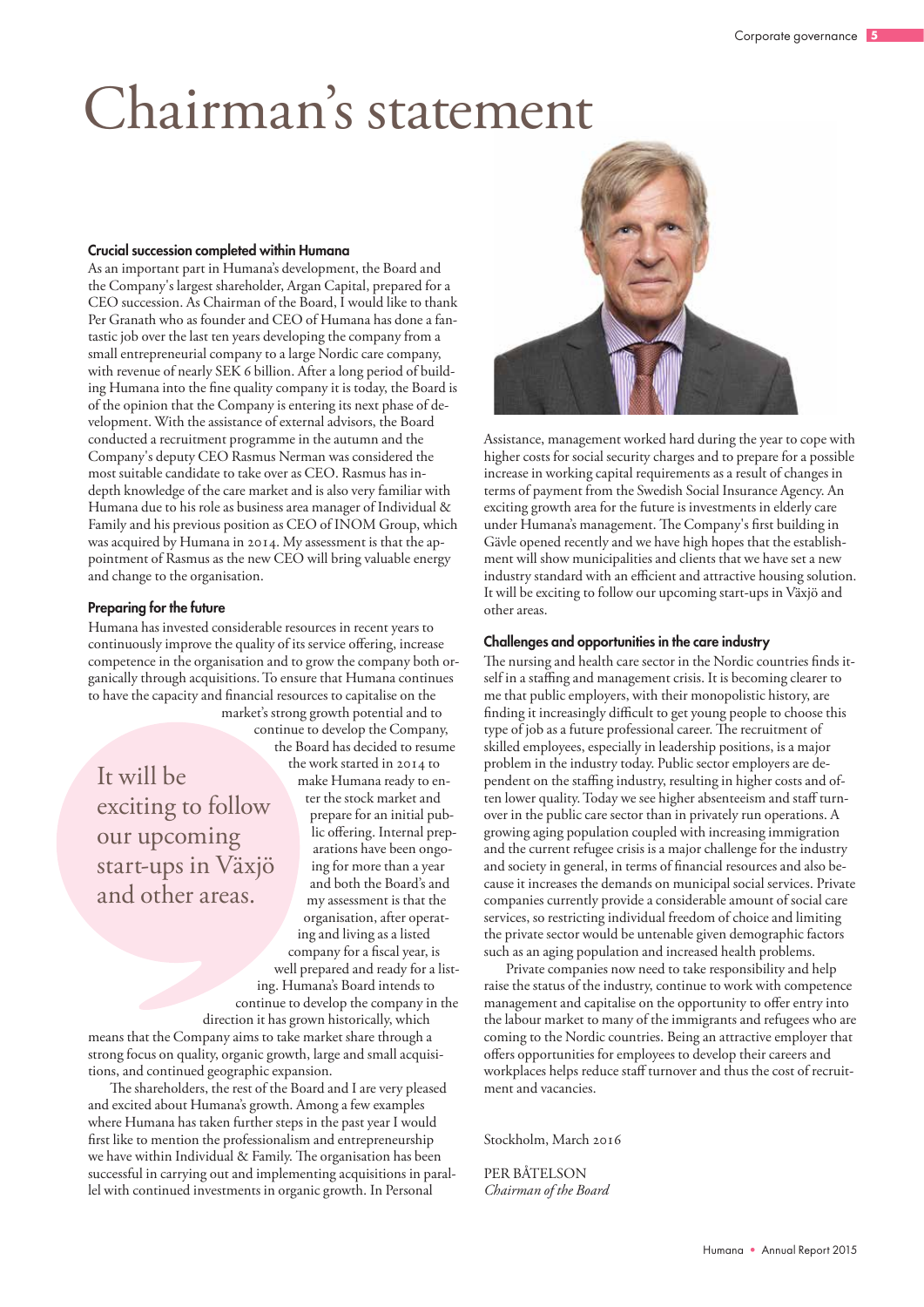# Chairman's statement

### Crucial succession completed within Humana

As an important part in Humana's development, the Board and the Company's largest shareholder, Argan Capital, prepared for a CEO succession. As Chairman of the Board, I would like to thank Per Granath who as founder and CEO of Humana has done a fantastic job over the last ten years developing the company from a small entrepreneurial company to a large Nordic care company, with revenue of nearly SEK 6 billion. After a long period of building Humana into the fine quality company it is today, the Board is of the opinion that the Company is entering its next phase of development. With the assistance of external advisors, the Board conducted a recruitment programme in the autumn and the Company's deputy CEO Rasmus Nerman was considered the most suitable candidate to take over as CEO. Rasmus has in-depth knowledge of the care market and is also very familiar with Humana due to his role as business area manager of Individual & Family and his previous position as CEO of INOM Group, which was acquired by Humana in 2014. My assessment is that the appointment of Rasmus as the new CEO will bring valuable energy and change to the organisation.

### Preparing for the future

Humana has invested considerable resources in recent years to continuously improve the quality of its service offering, increase competence in the organisation and to grow the company both organically through acquisitions. To ensure that Humana continues to have the capacity and financial resources to capitalise on the market's strong growth potential and to continue to develop the Company, the Board has decided to resume the work started in 2014 to make Humana ready to enter the stock market and prepare for an initial public offering. Internal preparations have been ongoing for more than a year and both the Board's and my assessment is that the organisation, after operating and living as a listed company for a fiscal year, is well prepared and ready for a listing. Humana's Board intends to continue to develop the company in the direction it has grown historically, which means that the Company aims to take market share through a strong focus on quality, organic growth, large and small acquisitions, and continued geographic expansion.

> It will be exciting to follow our upcoming start-ups in Växjö and other areas.

The shareholders, the rest of the Board and I are very pleased and excited about Humana's growth. Among a few examples where Humana has taken further steps in the past year I would first like to mention the professionalism and entrepreneurship we have within Individual & Family. The organisation has been successful in carrying out and implementing acquisitions in parallel with continued investments in organic growth. In Personal Assistance, management worked hard during the year to cope with higher costs for social security charges and to prepare for a possible increase in working capital requirements as a result of changes in terms of payment from the Swedish Social Insurance Agency. An exciting growth area for the future is investments in elderly care under Humana's management. The Company's first building in Gävle opened recently and we have high hopes that the establishment will show municipalities and clients that we have set a new industry standard with an efficient and attractive housing solution. It will be exciting to follow our upcoming start-ups in Växjö and other areas.

### Challenges and opportunities in the care industry

The nursing and health care sector in the Nordic countries finds itself in a staffing and management crisis. It is becoming clearer to me that public employers, with their monopolistic history, are finding it increasingly difficult to get young people to choose this type of job as a future professional career. The recruitment of skilled employees, especially in leadership positions, is a major problem in the industry today. Public sector employers are dependent on the staffing industry, resulting in higher costs and often lower quality. Today we see higher absenteeism and staff turnover in the public care sector than in privately run operations. A growing aging population coupled with increasing immigration and the current refugee crisis is a major challenge for the industry and society in general, in terms of financial resources and also because it increases the demands on municipal social services. Private companies currently provide a considerable amount of social care services, so restricting individual freedom of choice and limiting the private sector would be untenable given demographic factors such as an aging population and increased health problems.

Private companies now need to take responsibility and help raise the status of the industry, continue to work with competence management and capitalise on the opportunity to offer entry into the labour market to many of the immigrants and refugees who are coming to the Nordic countries. Being an attractive employer that offers opportunities for employees to develop their careers and workplaces helps reduce staff turnover and thus the cost of recruitment and vacancies.

Stockholm, March 2016

PER BÅTELSON
*Chairman of the Board*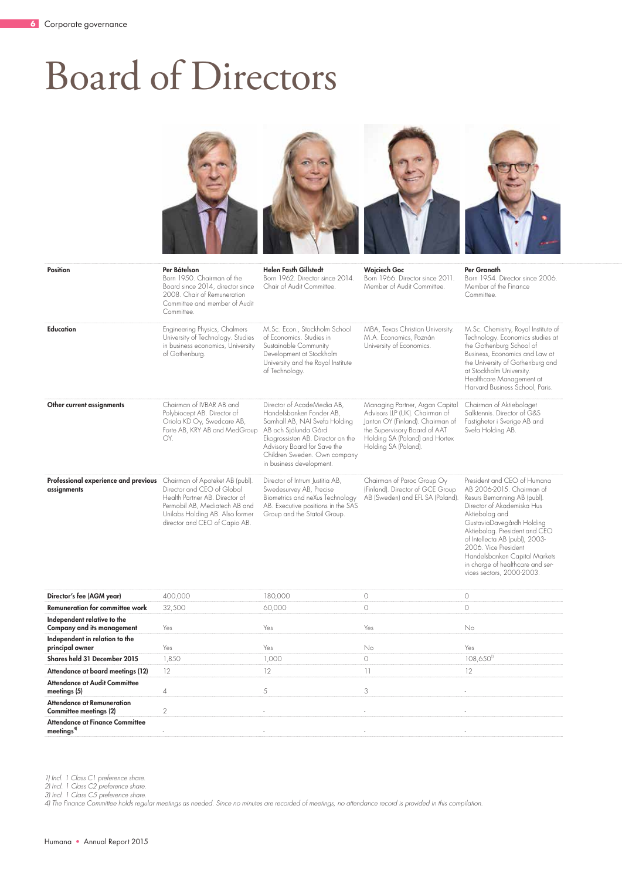# Board of Directors

| Position | Per Båtelson<br>Born 1950. Chairman of the Board since 2014, director since 2008. Chair of Remuneration Committee and member of Audit Committee. | Helen Fasth Gillstedt<br>Born 1962. Director since 2014. Chair of Audit Committee. | Wojciech Goc<br>Born 1966. Director since 2011. Member of Audit Committee. | Per Granath<br>Born 1954. Director since 2006. Member of the Finance Committee. |
|---|---|---|---|---|
| **Education** | Engineering Physics, Chalmers University of Technology. Studies in business economics, University of Gothenburg. | M.Sc. Econ., Stockholm School of Economics. Studies in Sustainable Community Development at Stockholm University and the Royal Institute of Technology. | MBA, Texas Christian University. M.A. Economics, Poznán University of Economics. | M.Sc. Chemistry, Royal Institute of Technology. Economics studies at the Gothenburg School of Business, Economics and Law at the University of Gothenburg and at Stockholm University. Healthcare Management at Harvard Business School, Paris. |
| **Other current assignments** | Chairman of IVBAR AB and Polybiocept AB. Director of Oriola KD Oy, Swedcare AB, Forte AB, KRY AB and MedGroup OY. | Director of AcadeMedia AB, Handelsbanken Fonder AB, Samhall AB, NAI Svefa Holding AB och Sjölunda Gård Ekogrossisten AB. Director on the Advisory Board for Save the Children Sweden. Own company in business development. | Managing Partner, Argan Capital Advisors LLP (UK). Chairman of Janton OY (Finland). Chairman of the Supervisory Board of AAT Holding SA (Poland) and Hortex Holding SA (Poland). | Chairman of Aktiebolaget Salktennis. Director of G&S Fastigheter i Sverige AB and Svefa Holding AB. |
| **Professional experience and previous assignments** | Chairman of Apoteket AB (publ). Director and CEO of Global Health Partner AB. Director of Permobil AB, Mediatech AB and Unilabs Holding AB. Also former director and CEO of Capio AB. | Director of Intrum Justitia AB, Swedesurvey AB, Precise Biometrics and neXus Technology AB. Executive positions in the SAS Group and the Statoil Group. | Chairman of Paroc Group Oy (Finland). Director of GCE Group AB (Sweden) and EFL SA (Poland). | President and CEO of Humana AB 2006-2015. Chairman of Resurs Bemanning AB (publ). Director of Akademiska Hus Aktiebolag and GustaviaDavegårdh Holding Aktiebolag. President and CEO of Intellecta AB (publ), 2003-2006. Vice President Handelsbanken Capital Markets in charge of healthcare and services sectors, 2000-2003. |
| **Director's fee (AGM year)** | 400,000 | 180,000 | 0 | 0 |
| **Remuneration for committee work** | 32,500 | 60,000 | 0 | 0 |
| **Independent relative to the Company and its management** | Yes | Yes | Yes | No |
| **Independent in relation to the principal owner** | Yes | Yes | No | Yes |
| **Shares held 31 December 2015** | 1,850 | 1,000 | 0 | 108,650[3] |
| **Attendance at board meetings (12)** | 12 | 12 | 11 | 12 |
| **Attendance at Audit Committee meetings (5)** | 4 | 5 | 3 | - |
| **Attendance at Remuneration Committee meetings (2)** | 2 | - | - | - |
| **Attendance at Finance Committee meetings[4]** | - | - | - | - |

*1) Incl. 1 Class C1 preference share.*
*2) Incl. 1 Class C2 preference share.*
*3) Incl. 1 Class C5 preference share.*
*4) The Finance Committee holds regular meetings as needed. Since no minutes are recorded of meetings, no attendance record is provided in this compilation.*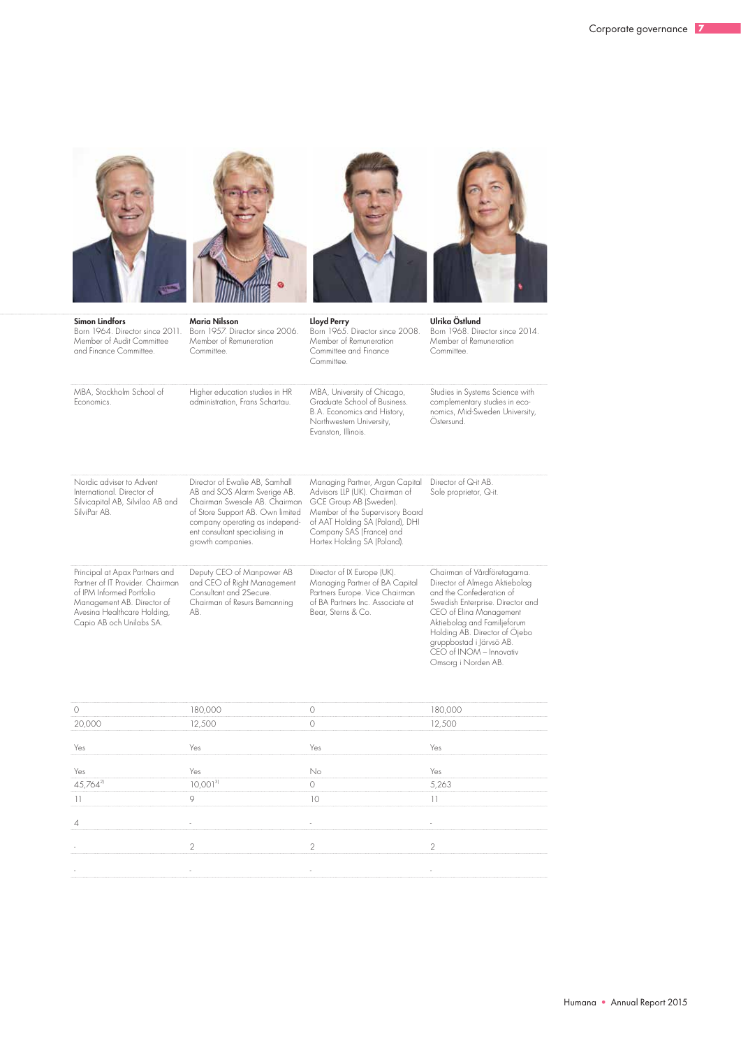| Simon Lindfors | Maria Nilsson | Lloyd Perry | Ulrika Östlund |
|---|---|---|---|
| Born 1964. Director since 2011. Member of Audit Committee and Finance Committee. | Born 1957. Director since 2006. Member of Remuneration Committee. | Born 1965. Director since 2008. Member of Remuneration Committee and Finance Committee. | Born 1968. Director since 2014. Member of Remuneration Committee. |
| MBA, Stockholm School of Economics. | Higher education studies in HR administration, Frans Schartau. | MBA, University of Chicago, Graduate School of Business. B.A. Economics and History, Northwestern University, Evanston, Illinois. | Studies in Systems Science with complementary studies in economics, Mid-Sweden University, Östersund. |
| Nordic adviser to Advent International. Director of Silvicapital AB, Silvilao AB and SilviPar AB. | Director of Ewalie AB, Samhall AB and SOS Alarm Sverige AB. Chairman Swesale AB. Chairman of Store Support AB. Own limited company operating as independent consultant specialising in growth companies. | Managing Partner, Argan Capital Advisors LLP (UK). Chairman of GCE Group AB (Sweden). Member of the Supervisory Board of AAT Holding SA (Poland), DHI Company SAS (France) and Hortex Holding SA (Poland). | Director of Q-it AB. Sole proprietor, Q-it. |
| Principal at Apax Partners and Partner of IT Provider. Chairman of IPM Informed Portfolio Management AB. Director of Avesina Healthcare Holding, Capio AB och Unilabs SA. | Deputy CEO of Manpower AB and CEO of Right Management Consultant and 2Secure. Chairman of Resurs Bemanning AB. | Director of IX Europe (UK). Managing Partner of BA Capital Partners Europe. Vice Chairman of BA Partners Inc. Associate at Bear, Sterns & Co. | Chairman of Vårdföretagarna. Director of Almega Aktiebolag and the Confederation of Swedish Enterprise. Director and CEO of Elina Management Aktiebolag and Familjeforum Holding AB. Director of Öjebo gruppbostad i Järvsö AB. CEO of INOM – Innovativ Omsorg i Norden AB. |
| 0 | 180,000 | 0 | 180,000 |
| 20,000 | 12,500 | 0 | 12,500 |
| Yes | Yes | Yes | Yes |
| Yes | Yes | No | Yes |
| 45,764[2] | 10,001[3] | 0 | 5,263 |
| 11 | 9 | 10 | 11 |
| 4 | - | - | - |
| - | 2 | 2 | 2 |
| - | - | - | - |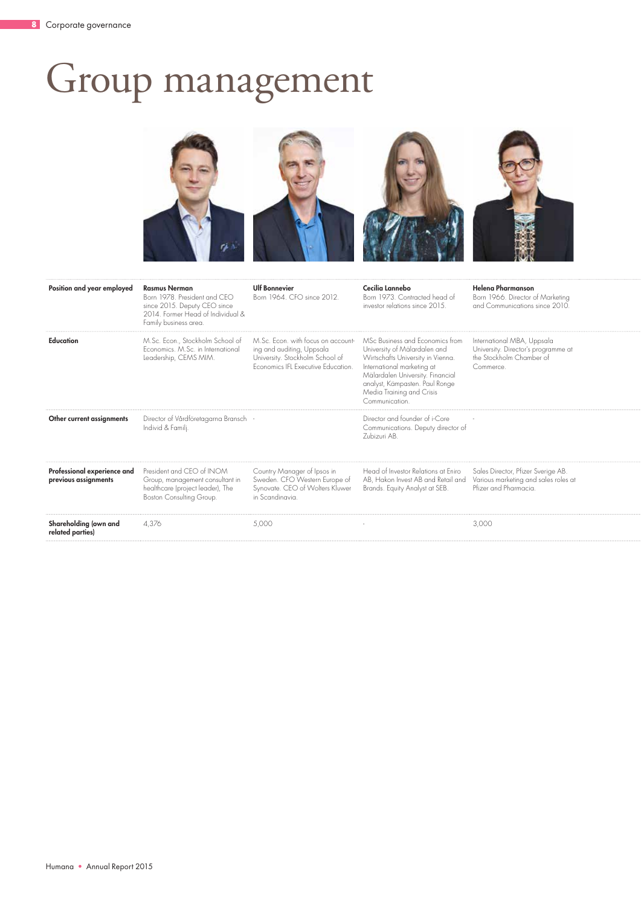# Group management

| Position and year employed | Rasmus Nerman<br>Born 1978. President and CEO since 2015. Deputy CEO since 2014. Former Head of Individual & Family business area. | Ulf Bonnevier<br>Born 1964. CFO since 2012. | Cecilia Lannebo<br>Born 1973. Contracted head of investor relations since 2015. | Helena Pharmanson<br>Born 1966. Director of Marketing and Communications since 2010. |
|---|---|---|---|---|
| **Education** | M.Sc. Econ., Stockholm School of Economics. M.Sc. in International Leadership, CEMS MIM. | M.Sc. Econ. with focus on accounting and auditing, Uppsala University. Stockholm School of Economics IFL Executive Education. | MSc Business and Economics from University of Mälardalen and Wirtschafts University in Vienna. International marketing at Mälardalen University. Financial analyst, Kämpasten. Paul Ronge Media Training and Crisis Communication. | International MBA, Uppsala University. Director's programme at the Stockholm Chamber of Commerce. |
| **Other current assignments** | Director of Vårdföretagarna Bransch Individ & Familj. | - | Director and founder of i-Core Communications. Deputy director of Zubizuri AB. | - |
| **Professional experience and previous assignments** | President and CEO of INOM Group, management consultant in healthcare (project leader), The Boston Consulting Group. | Country Manager of Ipsos in Sweden. CFO Western Europe of Synovate. CEO of Wolters Kluwer in Scandinavia. | Head of Investor Relations at Eniro AB, Hakon Invest AB and Retail and Brands. Equity Analyst at SEB. | Sales Director, Pfizer Sverige AB. Various marketing and sales roles at Pfizer and Pharmacia. |
| **Shareholding (own and related parties)** | 4,376 | 5,000 | - | 3,000 |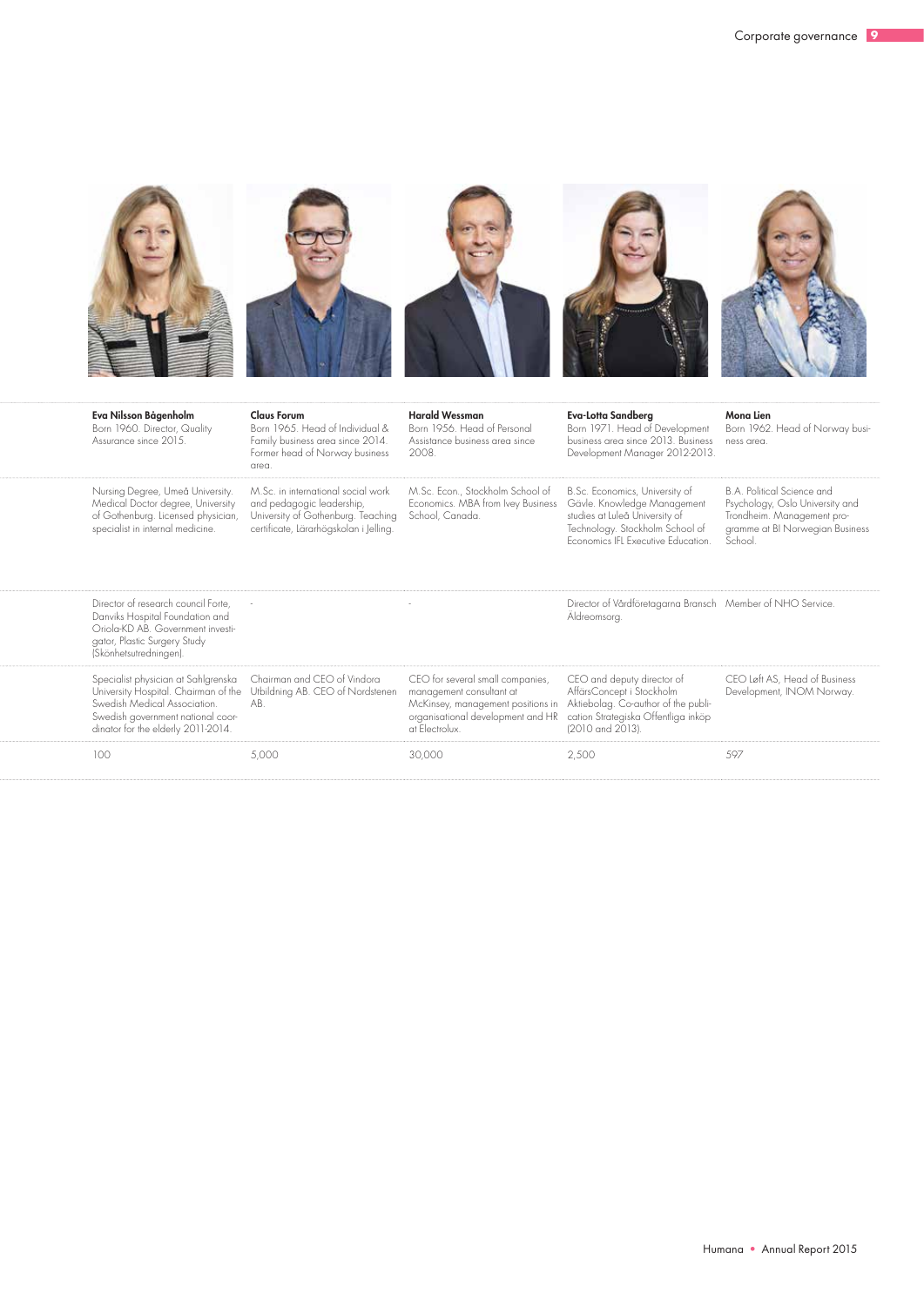| Eva Nilsson Bågenholm | Claus Forum | Harald Wessman | Eva-Lotta Sandberg | Mona Lien |
|---|---|---|---|---|
| Born 1960. Director, Quality Assurance since 2015. | Born 1965. Head of Individual & Family business area since 2014. Former head of Norway business area. | Born 1956. Head of Personal Assistance business area since 2008. | Born 1971. Head of Development business area since 2013. Business Development Manager 2012-2013. | Born 1962. Head of Norway business area. |
| Nursing Degree, Umeå University. Medical Doctor degree, University of Gothenburg. Licensed physician, specialist in internal medicine. | M.Sc. in international social work and pedagogic leadership, University of Gothenburg. Teaching certificate, Lärarhögskolan i Jelling. | M.Sc. Econ., Stockholm School of Economics. MBA from Ivey Business School, Canada. | B.Sc. Economics, University of Gävle. Knowledge Management studies at Luleå University of Technology. Stockholm School of Economics IFL Executive Education. | B.A. Political Science and Psychology, Oslo University and Trondheim. Management programme at BI Norwegian Business School. |
| Director of research council Forte, Danviks Hospital Foundation and Oriola-KD AB. Government investigator, Plastic Surgery Study (Skönhetsutredningen). | - | - | Director of Vårdföretagarna Bransch Äldreomsorg. | Member of NHO Service. |
| Specialist physician at Sahlgrenska University Hospital. Chairman of the Swedish Medical Association. Swedish government national coordinator for the elderly 2011-2014. | Chairman and CEO of Vindora Utbildning AB. CEO of Nordstenen AB. | CEO for several small companies, management consultant at McKinsey, management positions in organisational development and HR at Electrolux. | CEO and deputy director of AffärsConcept i Stockholm Aktiebolag. Co-author of the publication Strategiska Offentliga inköp (2010 and 2013). | CEO Løft AS, Head of Business Development, INOM Norway. |
| 100 | 5,000 | 30,000 | 2,500 | 597 |